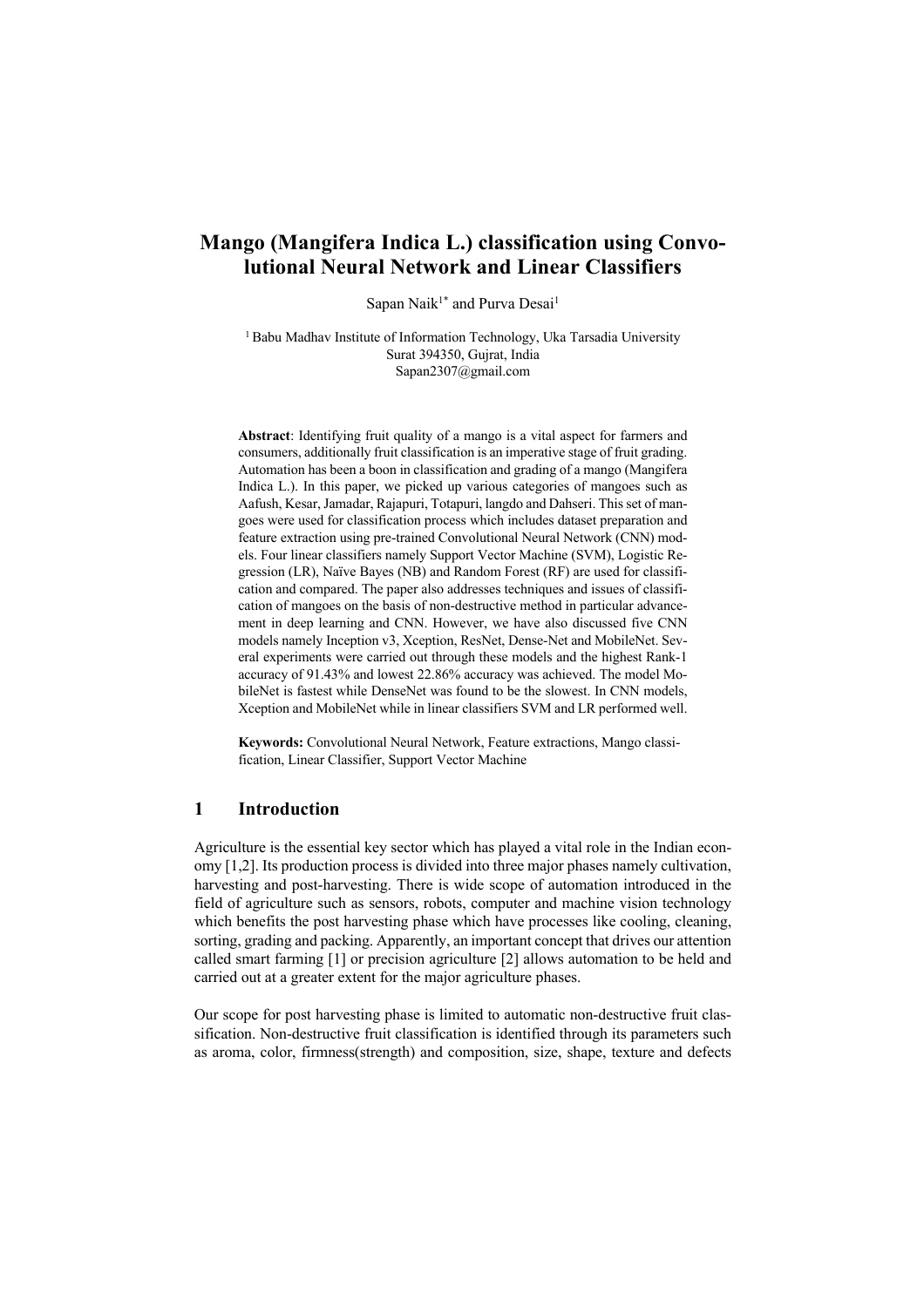# Mango (Mangifera Indica L.) classification using Convolutional Neural Network and Linear Classifiers

Sapan Naik[1*] and Purva Desai[1]

[1] Babu Madhav Institute of Information Technology, Uka Tarsadia University
Surat 394350, Gujrat, India
Sapan2307@gmail.com

**Abstract**: Identifying fruit quality of a mango is a vital aspect for farmers and consumers, additionally fruit classification is an imperative stage of fruit grading. Automation has been a boon in classification and grading of a mango (Mangifera Indica L.). In this paper, we picked up various categories of mangoes such as Aafush, Kesar, Jamadar, Rajapuri, Totapuri, langdo and Dahseri. This set of mangoes were used for classification process which includes dataset preparation and feature extraction using pre-trained Convolutional Neural Network (CNN) models. Four linear classifiers namely Support Vector Machine (SVM), Logistic Regression (LR), Naïve Bayes (NB) and Random Forest (RF) are used for classification and compared. The paper also addresses techniques and issues of classification of mangoes on the basis of non-destructive method in particular advancement in deep learning and CNN. However, we have also discussed five CNN models namely Inception v3, Xception, ResNet, Dense-Net and MobileNet. Several experiments were carried out through these models and the highest Rank-1 accuracy of 91.43% and lowest 22.86% accuracy was achieved. The model MobileNet is fastest while DenseNet was found to be the slowest. In CNN models, Xception and MobileNet while in linear classifiers SVM and LR performed well.

**Keywords:** Convolutional Neural Network, Feature extractions, Mango classification, Linear Classifier, Support Vector Machine

## 1 Introduction

Agriculture is the essential key sector which has played a vital role in the Indian economy [1,2]. Its production process is divided into three major phases namely cultivation, harvesting and post-harvesting. There is wide scope of automation introduced in the field of agriculture such as sensors, robots, computer and machine vision technology which benefits the post harvesting phase which have processes like cooling, cleaning, sorting, grading and packing. Apparently, an important concept that drives our attention called smart farming [1] or precision agriculture [2] allows automation to be held and carried out at a greater extent for the major agriculture phases.

Our scope for post harvesting phase is limited to automatic non-destructive fruit classification. Non-destructive fruit classification is identified through its parameters such as aroma, color, firmness(strength) and composition, size, shape, texture and defects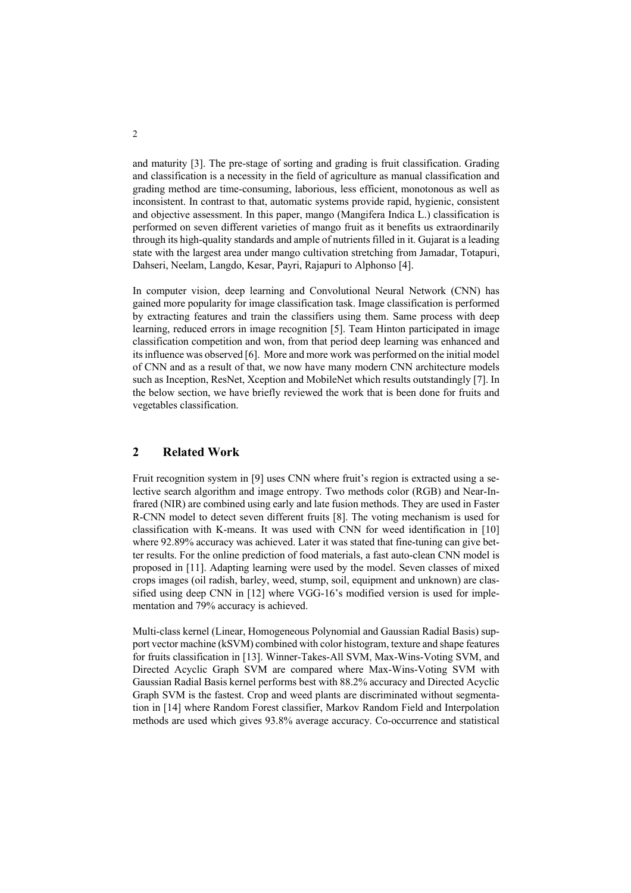and maturity [3]. The pre-stage of sorting and grading is fruit classification. Grading and classification is a necessity in the field of agriculture as manual classification and grading method are time-consuming, laborious, less efficient, monotonous as well as inconsistent. In contrast to that, automatic systems provide rapid, hygienic, consistent and objective assessment. In this paper, mango (Mangifera Indica L.) classification is performed on seven different varieties of mango fruit as it benefits us extraordinarily through its high-quality standards and ample of nutrients filled in it. Gujarat is a leading state with the largest area under mango cultivation stretching from Jamadar, Totapuri, Dahseri, Neelam, Langdo, Kesar, Payri, Rajapuri to Alphonso [4].

In computer vision, deep learning and Convolutional Neural Network (CNN) has gained more popularity for image classification task. Image classification is performed by extracting features and train the classifiers using them. Same process with deep learning, reduced errors in image recognition [5]. Team Hinton participated in image classification competition and won, from that period deep learning was enhanced and its influence was observed [6]. More and more work was performed on the initial model of CNN and as a result of that, we now have many modern CNN architecture models such as Inception, ResNet, Xception and MobileNet which results outstandingly [7]. In the below section, we have briefly reviewed the work that is been done for fruits and vegetables classification.

## 2 Related Work

Fruit recognition system in [9] uses CNN where fruit's region is extracted using a selective search algorithm and image entropy. Two methods color (RGB) and Near-Infrared (NIR) are combined using early and late fusion methods. They are used in Faster R-CNN model to detect seven different fruits [8]. The voting mechanism is used for classification with K-means. It was used with CNN for weed identification in [10] where 92.89% accuracy was achieved. Later it was stated that fine-tuning can give better results. For the online prediction of food materials, a fast auto-clean CNN model is proposed in [11]. Adapting learning were used by the model. Seven classes of mixed crops images (oil radish, barley, weed, stump, soil, equipment and unknown) are classified using deep CNN in [12] where VGG-16's modified version is used for implementation and 79% accuracy is achieved.

Multi-class kernel (Linear, Homogeneous Polynomial and Gaussian Radial Basis) support vector machine (kSVM) combined with color histogram, texture and shape features for fruits classification in [13]. Winner-Takes-All SVM, Max-Wins-Voting SVM, and Directed Acyclic Graph SVM are compared where Max-Wins-Voting SVM with Gaussian Radial Basis kernel performs best with 88.2% accuracy and Directed Acyclic Graph SVM is the fastest. Crop and weed plants are discriminated without segmentation in [14] where Random Forest classifier, Markov Random Field and Interpolation methods are used which gives 93.8% average accuracy. Co-occurrence and statistical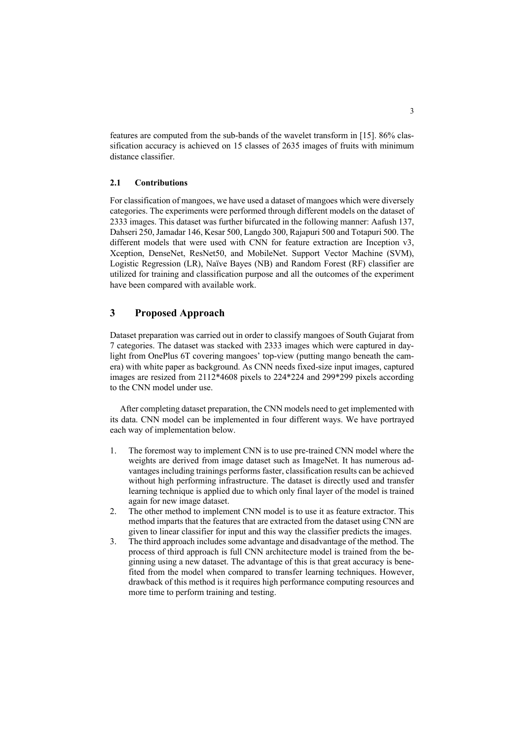features are computed from the sub-bands of the wavelet transform in [15]. 86% classification accuracy is achieved on 15 classes of 2635 images of fruits with minimum distance classifier.

### 2.1 Contributions

For classification of mangoes, we have used a dataset of mangoes which were diversely categories. The experiments were performed through different models on the dataset of 2333 images. This dataset was further bifurcated in the following manner: Aafush 137, Dahseri 250, Jamadar 146, Kesar 500, Langdo 300, Rajapuri 500 and Totapuri 500. The different models that were used with CNN for feature extraction are Inception v3, Xception, DenseNet, ResNet50, and MobileNet. Support Vector Machine (SVM), Logistic Regression (LR), Naïve Bayes (NB) and Random Forest (RF) classifier are utilized for training and classification purpose and all the outcomes of the experiment have been compared with available work.

## 3 Proposed Approach

Dataset preparation was carried out in order to classify mangoes of South Gujarat from 7 categories. The dataset was stacked with 2333 images which were captured in daylight from OnePlus 6T covering mangoes' top-view (putting mango beneath the camera) with white paper as background. As CNN needs fixed-size input images, captured images are resized from 2112*4608 pixels to 224*224 and 299*299 pixels according to the CNN model under use.

After completing dataset preparation, the CNN models need to get implemented with its data. CNN model can be implemented in four different ways. We have portrayed each way of implementation below.

1. The foremost way to implement CNN is to use pre-trained CNN model where the weights are derived from image dataset such as ImageNet. It has numerous advantages including trainings performs faster, classification results can be achieved without high performing infrastructure. The dataset is directly used and transfer learning technique is applied due to which only final layer of the model is trained again for new image dataset.
2. The other method to implement CNN model is to use it as feature extractor. This method imparts that the features that are extracted from the dataset using CNN are given to linear classifier for input and this way the classifier predicts the images.
3. The third approach includes some advantage and disadvantage of the method. The process of third approach is full CNN architecture model is trained from the beginning using a new dataset. The advantage of this is that great accuracy is benefited from the model when compared to transfer learning techniques. However, drawback of this method is it requires high performance computing resources and more time to perform training and testing.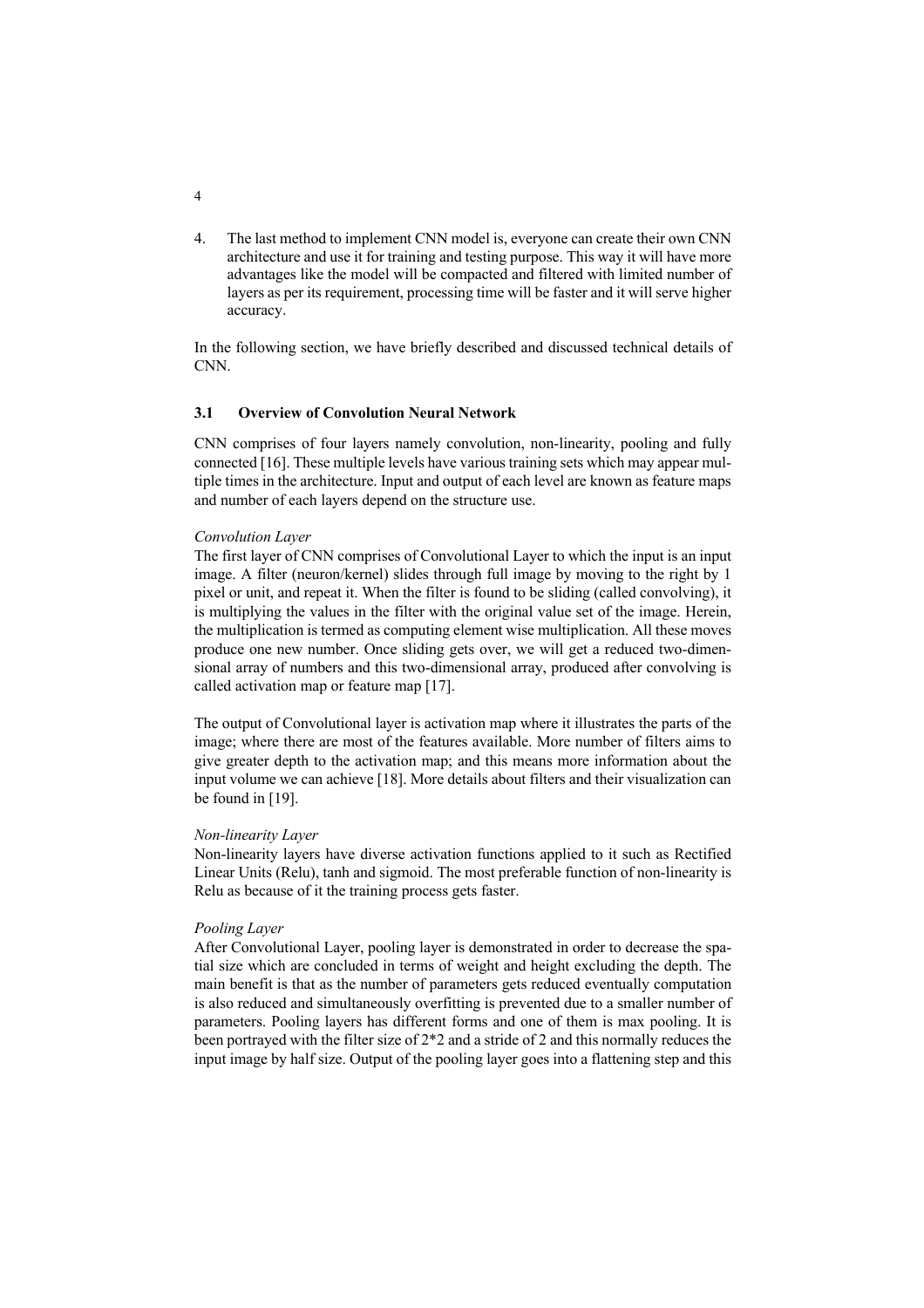4. The last method to implement CNN model is, everyone can create their own CNN architecture and use it for training and testing purpose. This way it will have more advantages like the model will be compacted and filtered with limited number of layers as per its requirement, processing time will be faster and it will serve higher accuracy.

In the following section, we have briefly described and discussed technical details of CNN.

### 3.1 Overview of Convolution Neural Network

CNN comprises of four layers namely convolution, non-linearity, pooling and fully connected [16]. These multiple levels have various training sets which may appear multiple times in the architecture. Input and output of each level are known as feature maps and number of each layers depend on the structure use.

*Convolution Layer*
The first layer of CNN comprises of Convolutional Layer to which the input is an input image. A filter (neuron/kernel) slides through full image by moving to the right by 1 pixel or unit, and repeat it. When the filter is found to be sliding (called convolving), it is multiplying the values in the filter with the original value set of the image. Herein, the multiplication is termed as computing element wise multiplication. All these moves produce one new number. Once sliding gets over, we will get a reduced two-dimensional array of numbers and this two-dimensional array, produced after convolving is called activation map or feature map [17].

The output of Convolutional layer is activation map where it illustrates the parts of the image; where there are most of the features available. More number of filters aims to give greater depth to the activation map; and this means more information about the input volume we can achieve [18]. More details about filters and their visualization can be found in [19].

*Non-linearity Layer*
Non-linearity layers have diverse activation functions applied to it such as Rectified Linear Units (Relu), tanh and sigmoid. The most preferable function of non-linearity is Relu as because of it the training process gets faster.

*Pooling Layer*
After Convolutional Layer, pooling layer is demonstrated in order to decrease the spatial size which are concluded in terms of weight and height excluding the depth. The main benefit is that as the number of parameters gets reduced eventually computation is also reduced and simultaneously overfitting is prevented due to a smaller number of parameters. Pooling layers has different forms and one of them is max pooling. It is been portrayed with the filter size of 2*2 and a stride of 2 and this normally reduces the input image by half size. Output of the pooling layer goes into a flattening step and this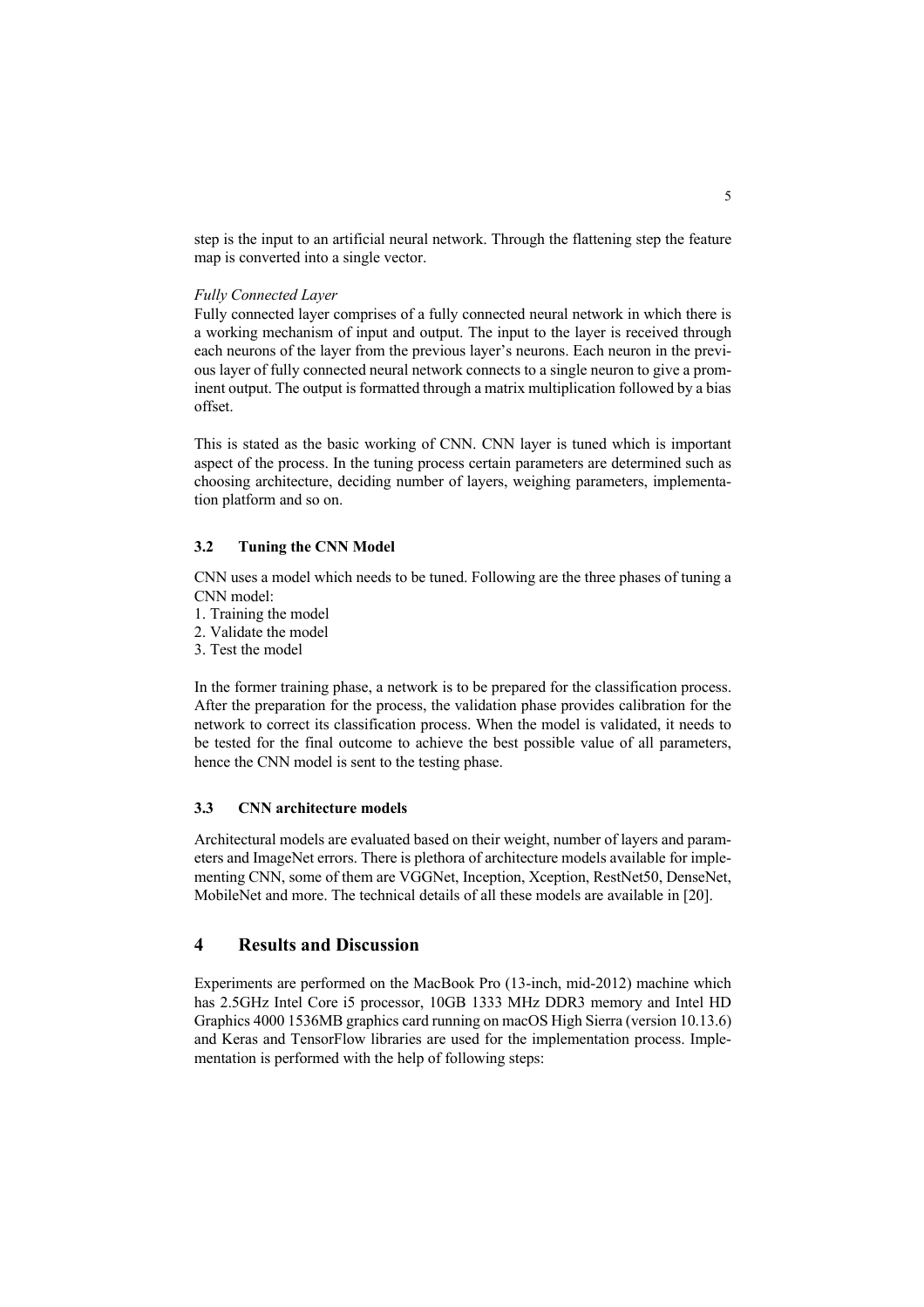step is the input to an artificial neural network. Through the flattening step the feature map is converted into a single vector.

*Fully Connected Layer*

Fully connected layer comprises of a fully connected neural network in which there is a working mechanism of input and output. The input to the layer is received through each neurons of the layer from the previous layer's neurons. Each neuron in the previous layer of fully connected neural network connects to a single neuron to give a prominent output. The output is formatted through a matrix multiplication followed by a bias offset.

This is stated as the basic working of CNN. CNN layer is tuned which is important aspect of the process. In the tuning process certain parameters are determined such as choosing architecture, deciding number of layers, weighing parameters, implementation platform and so on.

### 3.2 Tuning the CNN Model

CNN uses a model which needs to be tuned. Following are the three phases of tuning a CNN model:

1. Training the model
2. Validate the model
3. Test the model

In the former training phase, a network is to be prepared for the classification process. After the preparation for the process, the validation phase provides calibration for the network to correct its classification process. When the model is validated, it needs to be tested for the final outcome to achieve the best possible value of all parameters, hence the CNN model is sent to the testing phase.

### 3.3 CNN architecture models

Architectural models are evaluated based on their weight, number of layers and parameters and ImageNet errors. There is plethora of architecture models available for implementing CNN, some of them are VGGNet, Inception, Xception, RestNet50, DenseNet, MobileNet and more. The technical details of all these models are available in [20].

## 4 Results and Discussion

Experiments are performed on the MacBook Pro (13-inch, mid-2012) machine which has 2.5GHz Intel Core i5 processor, 10GB 1333 MHz DDR3 memory and Intel HD Graphics 4000 1536MB graphics card running on macOS High Sierra (version 10.13.6) and Keras and TensorFlow libraries are used for the implementation process. Implementation is performed with the help of following steps: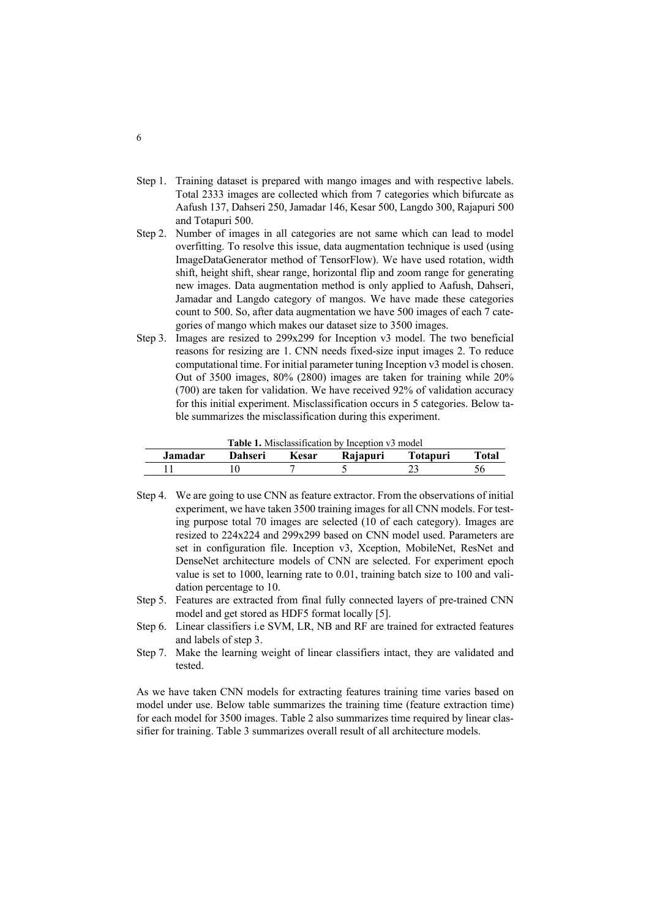Step 1. Training dataset is prepared with mango images and with respective labels. Total 2333 images are collected which from 7 categories which bifurcate as Aafush 137, Dahseri 250, Jamadar 146, Kesar 500, Langdo 300, Rajapuri 500 and Totapuri 500.

Step 2. Number of images in all categories are not same which can lead to model overfitting. To resolve this issue, data augmentation technique is used (using ImageDataGenerator method of TensorFlow). We have used rotation, width shift, height shift, shear range, horizontal flip and zoom range for generating new images. Data augmentation method is only applied to Aafush, Dahseri, Jamadar and Langdo category of mangos. We have made these categories count to 500. So, after data augmentation we have 500 images of each 7 categories of mango which makes our dataset size to 3500 images.

Step 3. Images are resized to 299x299 for Inception v3 model. The two beneficial reasons for resizing are 1. CNN needs fixed-size input images 2. To reduce computational time. For initial parameter tuning Inception v3 model is chosen. Out of 3500 images, 80% (2800) images are taken for training while 20% (700) are taken for validation. We have received 92% of validation accuracy for this initial experiment. Misclassification occurs in 5 categories. Below table summarizes the misclassification during this experiment.

**Table 1.** Misclassification by Inception v3 model

| Jamadar | Dahseri | Kesar | Rajapuri | Totapuri | Total |
|---|---|---|---|---|---|
| 11 | 10 | 7 | 5 | 23 | 56 |

Step 4. We are going to use CNN as feature extractor. From the observations of initial experiment, we have taken 3500 training images for all CNN models. For testing purpose total 70 images are selected (10 of each category). Images are resized to 224x224 and 299x299 based on CNN model used. Parameters are set in configuration file. Inception v3, Xception, MobileNet, ResNet and DenseNet architecture models of CNN are selected. For experiment epoch value is set to 1000, learning rate to 0.01, training batch size to 100 and validation percentage to 10.

Step 5. Features are extracted from final fully connected layers of pre-trained CNN model and get stored as HDF5 format locally [5].

Step 6. Linear classifiers i.e SVM, LR, NB and RF are trained for extracted features and labels of step 3.

Step 7. Make the learning weight of linear classifiers intact, they are validated and tested.

As we have taken CNN models for extracting features training time varies based on model under use. Below table summarizes the training time (feature extraction time) for each model for 3500 images. Table 2 also summarizes time required by linear classifier for training. Table 3 summarizes overall result of all architecture models.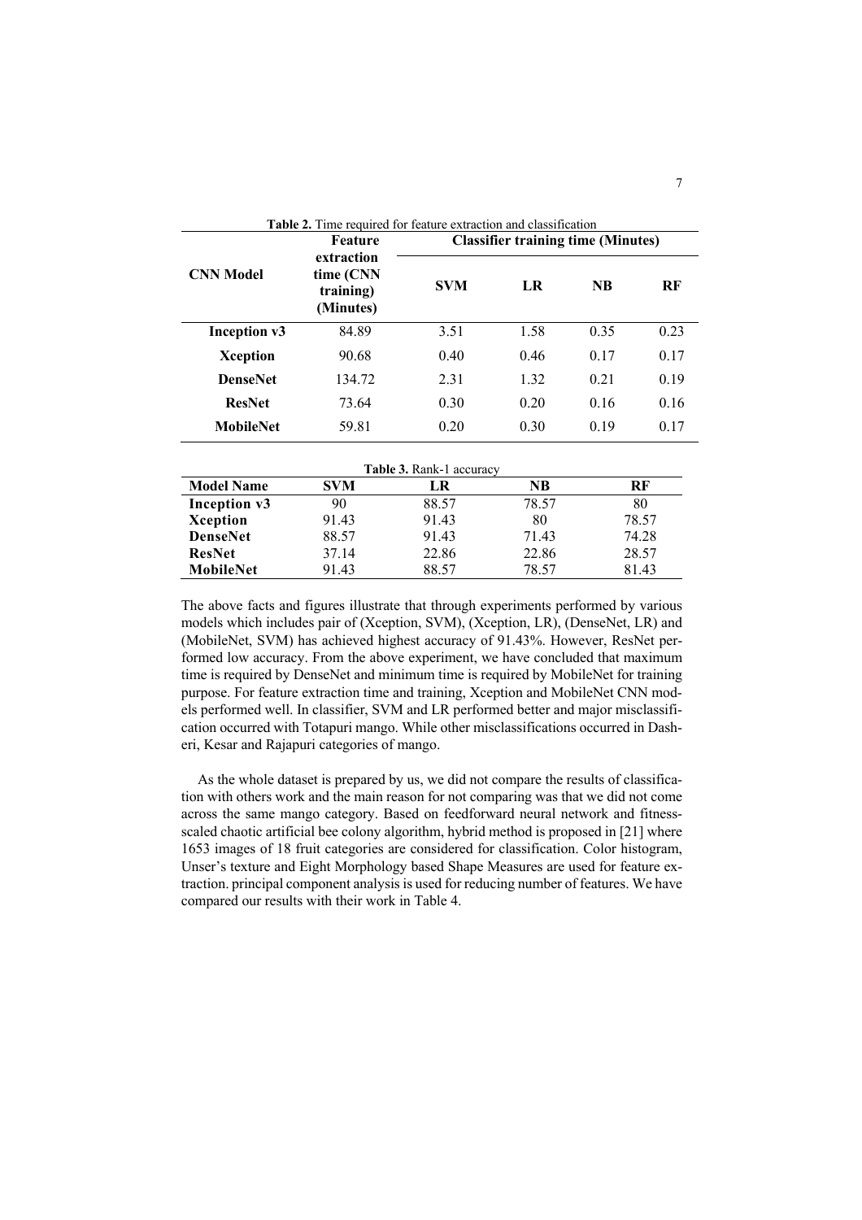**Table 2.** Time required for feature extraction and classification

| CNN Model | Feature extraction time (CNN training) (Minutes) | Classifier training time (Minutes) | | | |
|---|---|---|---|---|---|
| | | SVM | LR | NB | RF |
| **Inception v3** | 84.89 | 3.51 | 1.58 | 0.35 | 0.23 |
| **Xception** | 90.68 | 0.40 | 0.46 | 0.17 | 0.17 |
| **DenseNet** | 134.72 | 2.31 | 1.32 | 0.21 | 0.19 |
| **ResNet** | 73.64 | 0.30 | 0.20 | 0.16 | 0.16 |
| **MobileNet** | 59.81 | 0.20 | 0.30 | 0.19 | 0.17 |

**Table 3.** Rank-1 accuracy

| Model Name | SVM | LR | NB | RF |
|---|---|---|---|---|
| **Inception v3** | 90 | 88.57 | 78.57 | 80 |
| **Xception** | 91.43 | 91.43 | 80 | 78.57 |
| **DenseNet** | 88.57 | 91.43 | 71.43 | 74.28 |
| **ResNet** | 37.14 | 22.86 | 22.86 | 28.57 |
| **MobileNet** | 91.43 | 88.57 | 78.57 | 81.43 |

The above facts and figures illustrate that through experiments performed by various models which includes pair of (Xception, SVM), (Xception, LR), (DenseNet, LR) and (MobileNet, SVM) has achieved highest accuracy of 91.43%. However, ResNet performed low accuracy. From the above experiment, we have concluded that maximum time is required by DenseNet and minimum time is required by MobileNet for training purpose. For feature extraction time and training, Xception and MobileNet CNN models performed well. In classifier, SVM and LR performed better and major misclassification occurred with Totapuri mango. While other misclassifications occurred in Dasheri, Kesar and Rajapuri categories of mango.

As the whole dataset is prepared by us, we did not compare the results of classification with others work and the main reason for not comparing was that we did not come across the same mango category. Based on feedforward neural network and fitness-scaled chaotic artificial bee colony algorithm, hybrid method is proposed in [21] where 1653 images of 18 fruit categories are considered for classification. Color histogram, Unser's texture and Eight Morphology based Shape Measures are used for feature extraction. principal component analysis is used for reducing number of features. We have compared our results with their work in Table 4.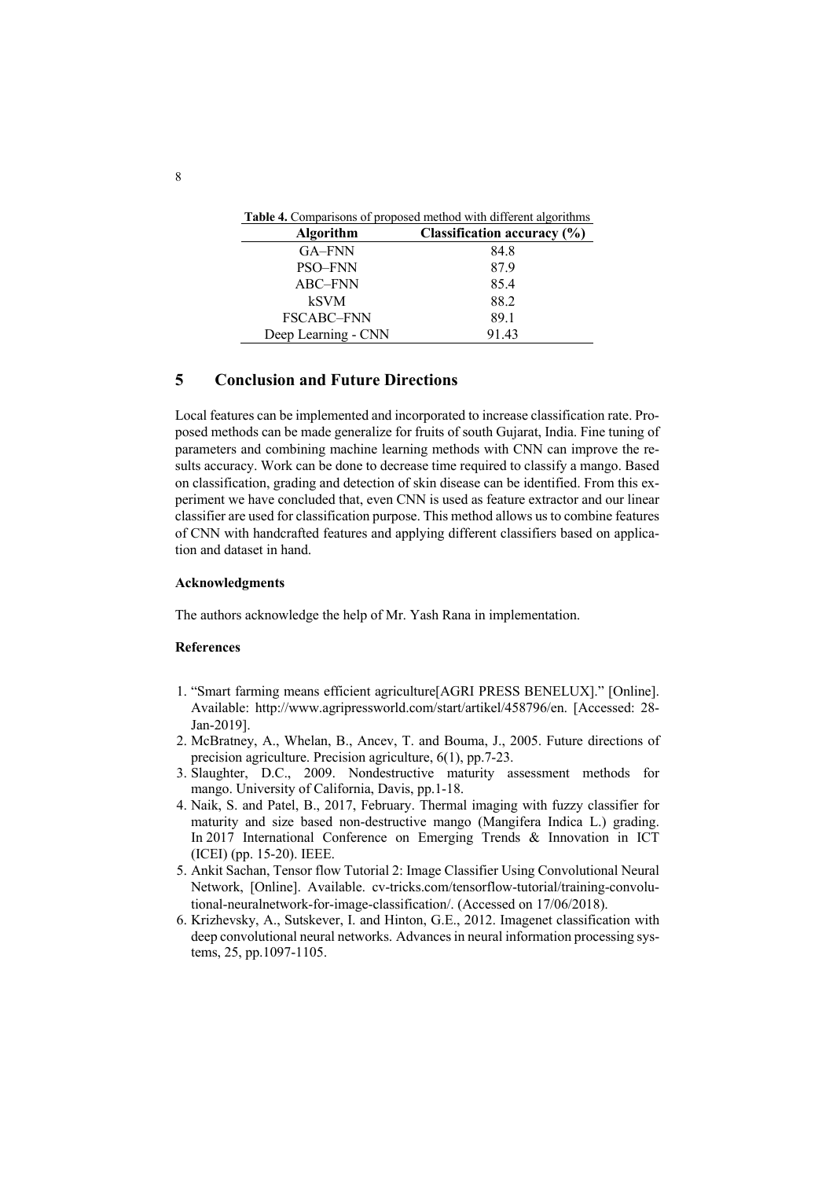**Table 4.** Comparisons of proposed method with different algorithms

| Algorithm | Classification accuracy (%) |
|---|---|
| GA–FNN | 84.8 |
| PSO–FNN | 87.9 |
| ABC–FNN | 85.4 |
| kSVM | 88.2 |
| FSCABC–FNN | 89.1 |
| Deep Learning - CNN | 91.43 |

## 5 Conclusion and Future Directions

Local features can be implemented and incorporated to increase classification rate. Proposed methods can be made generalize for fruits of south Gujarat, India. Fine tuning of parameters and combining machine learning methods with CNN can improve the results accuracy. Work can be done to decrease time required to classify a mango. Based on classification, grading and detection of skin disease can be identified. From this experiment we have concluded that, even CNN is used as feature extractor and our linear classifier are used for classification purpose. This method allows us to combine features of CNN with handcrafted features and applying different classifiers based on application and dataset in hand.

### Acknowledgments

The authors acknowledge the help of Mr. Yash Rana in implementation.

### References

1. "Smart farming means efficient agriculture[AGRI PRESS BENELUX]." [Online]. Available: http://www.agripressworld.com/start/artikel/458796/en. [Accessed: 28-Jan-2019].
2. McBratney, A., Whelan, B., Ancev, T. and Bouma, J., 2005. Future directions of precision agriculture. Precision agriculture, 6(1), pp.7-23.
3. Slaughter, D.C., 2009. Nondestructive maturity assessment methods for mango. University of California, Davis, pp.1-18.
4. Naik, S. and Patel, B., 2017, February. Thermal imaging with fuzzy classifier for maturity and size based non-destructive mango (Mangifera Indica L.) grading. In 2017 International Conference on Emerging Trends & Innovation in ICT (ICEI) (pp. 15-20). IEEE.
5. Ankit Sachan, Tensor flow Tutorial 2: Image Classifier Using Convolutional Neural Network, [Online]. Available. cv-tricks.com/tensorflow-tutorial/training-convolutional-neuralnetwork-for-image-classification/. (Accessed on 17/06/2018).
6. Krizhevsky, A., Sutskever, I. and Hinton, G.E., 2012. Imagenet classification with deep convolutional neural networks. Advances in neural information processing systems, 25, pp.1097-1105.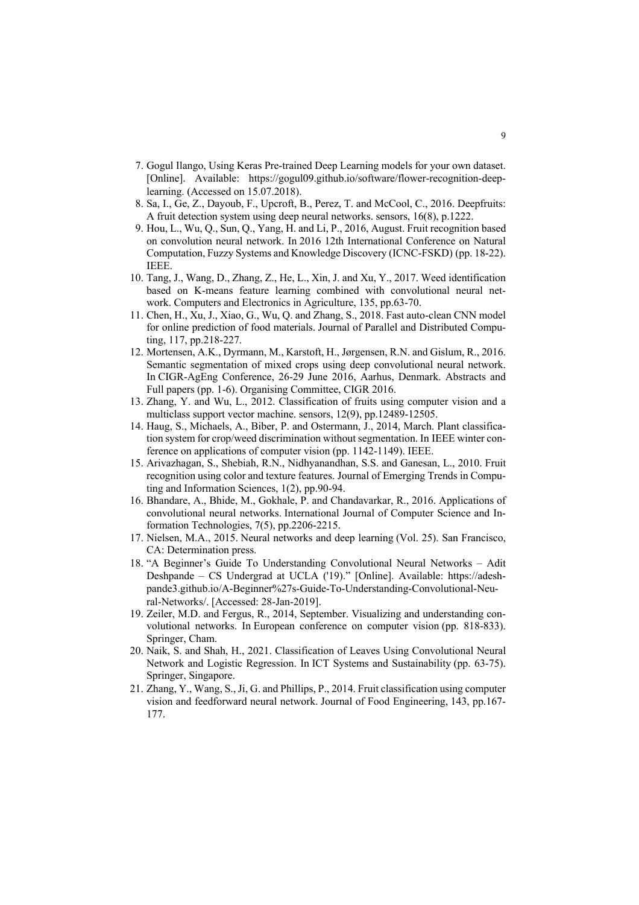7. Gogul Ilango, Using Keras Pre-trained Deep Learning models for your own dataset. [Online]. Available: https://gogul09.github.io/software/flower-recognition-deep-learning. (Accessed on 15.07.2018).
8. Sa, I., Ge, Z., Dayoub, F., Upcroft, B., Perez, T. and McCool, C., 2016. Deepfruits: A fruit detection system using deep neural networks. sensors, 16(8), p.1222.
9. Hou, L., Wu, Q., Sun, Q., Yang, H. and Li, P., 2016, August. Fruit recognition based on convolution neural network. In 2016 12th International Conference on Natural Computation, Fuzzy Systems and Knowledge Discovery (ICNC-FSKD) (pp. 18-22). IEEE.
10. Tang, J., Wang, D., Zhang, Z., He, L., Xin, J. and Xu, Y., 2017. Weed identification based on K-means feature learning combined with convolutional neural network. Computers and Electronics in Agriculture, 135, pp.63-70.
11. Chen, H., Xu, J., Xiao, G., Wu, Q. and Zhang, S., 2018. Fast auto-clean CNN model for online prediction of food materials. Journal of Parallel and Distributed Computing, 117, pp.218-227.
12. Mortensen, A.K., Dyrmann, M., Karstoft, H., Jørgensen, R.N. and Gislum, R., 2016. Semantic segmentation of mixed crops using deep convolutional neural network. In CIGR-AgEng Conference, 26-29 June 2016, Aarhus, Denmark. Abstracts and Full papers (pp. 1-6). Organising Committee, CIGR 2016.
13. Zhang, Y. and Wu, L., 2012. Classification of fruits using computer vision and a multiclass support vector machine. sensors, 12(9), pp.12489-12505.
14. Haug, S., Michaels, A., Biber, P. and Ostermann, J., 2014, March. Plant classification system for crop/weed discrimination without segmentation. In IEEE winter conference on applications of computer vision (pp. 1142-1149). IEEE.
15. Arivazhagan, S., Shebiah, R.N., Nidhyanandhan, S.S. and Ganesan, L., 2010. Fruit recognition using color and texture features. Journal of Emerging Trends in Computing and Information Sciences, 1(2), pp.90-94.
16. Bhandare, A., Bhide, M., Gokhale, P. and Chandavarkar, R., 2016. Applications of convolutional neural networks. International Journal of Computer Science and Information Technologies, 7(5), pp.2206-2215.
17. Nielsen, M.A., 2015. Neural networks and deep learning (Vol. 25). San Francisco, CA: Determination press.
18. "A Beginner's Guide To Understanding Convolutional Neural Networks – Adit Deshpande – CS Undergrad at UCLA ('19)." [Online]. Available: https://adeshpande3.github.io/A-Beginner%27s-Guide-To-Understanding-Convolutional-Neural-Networks/. [Accessed: 28-Jan-2019].
19. Zeiler, M.D. and Fergus, R., 2014, September. Visualizing and understanding convolutional networks. In European conference on computer vision (pp. 818-833). Springer, Cham.
20. Naik, S. and Shah, H., 2021. Classification of Leaves Using Convolutional Neural Network and Logistic Regression. In ICT Systems and Sustainability (pp. 63-75). Springer, Singapore.
21. Zhang, Y., Wang, S., Ji, G. and Phillips, P., 2014. Fruit classification using computer vision and feedforward neural network. Journal of Food Engineering, 143, pp.167-177.